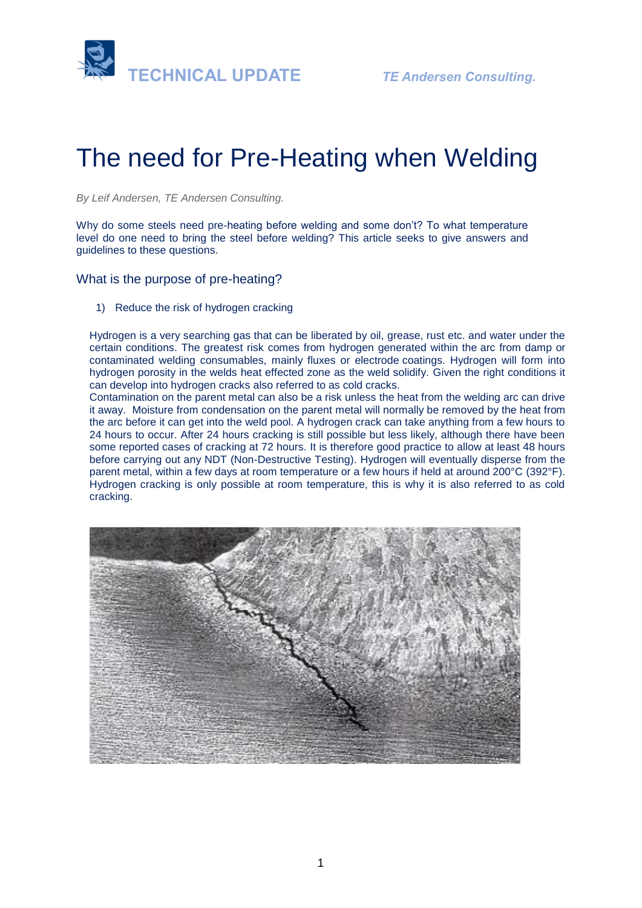# The need for Pre-Heating when Welding

*By Leif Andersen, TE Andersen Consulting.*

Why do some steels need pre-heating before welding and some don't? To what temperature level do one need to bring the steel before welding? This article seeks to give answers and guidelines to these questions.

## What is the purpose of pre-heating?

1) Reduce the risk of hydrogen cracking

Hydrogen is a very searching gas that can be liberated by oil, grease, rust etc. and water under the certain conditions. The greatest risk comes from hydrogen generated within the arc from damp or contaminated welding consumables, mainly fluxes or electrode coatings. Hydrogen will form into hydrogen porosity in the welds heat effected zone as the weld solidify. Given the right conditions it can develop into hydrogen cracks also referred to as cold cracks.

Contamination on the parent metal can also be a risk unless the heat from the welding arc can drive it away. Moisture from condensation on the parent metal will normally be removed by the heat from the arc before it can get into the weld pool. A hydrogen crack can take anything from a few hours to 24 hours to occur. After 24 hours cracking is still possible but less likely, although there have been some reported cases of cracking at 72 hours. It is therefore good practice to allow at least 48 hours before carrying out any NDT (Non-Destructive Testing). Hydrogen will eventually disperse from the parent metal, within a few days at room temperature or a few hours if held at around 200°C (392°F). Hydrogen cracking is only possible at room temperature, this is why it is also referred to as cold cracking.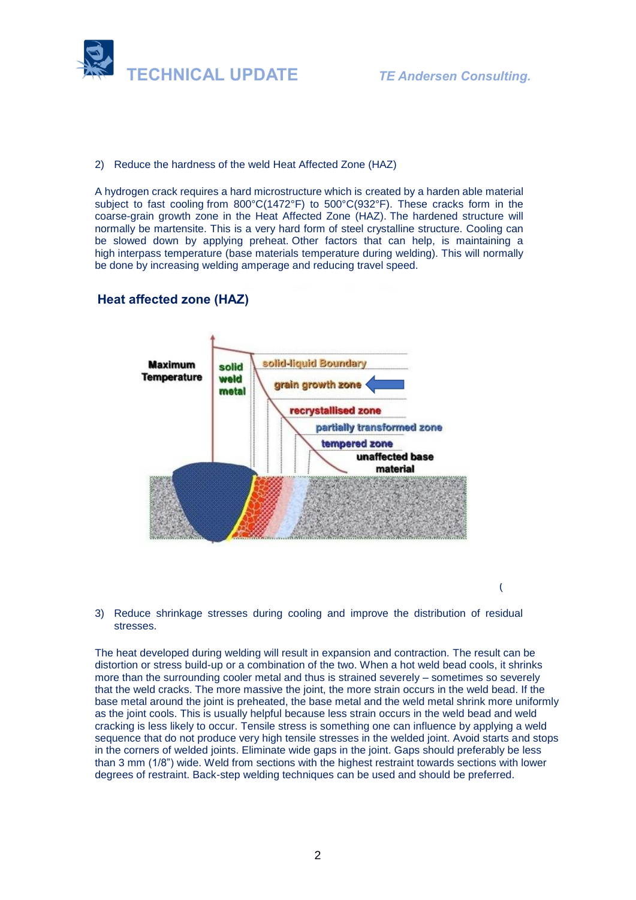2) Reduce the hardness of the weld Heat Affected Zone (HAZ)

A hydrogen crack requires a hard microstructure which is created by a harden able material subject to fast cooling from 800°C(1472°F) to 500°C(932°F). These cracks form in the coarse-grain growth zone in the Heat Affected Zone (HAZ). The hardened structure will normally be martensite. This is a very hard form of steel crystalline structure. Cooling can be slowed down by applying preheat. Other factors that can help, is maintaining a high interpass temperature (base materials temperature during welding). This will normally be done by increasing welding amperage and reducing travel speed.

**Heat affected zone (HAZ)**

Maximum Temperature

solid weld metal

solid-liquid Boundary

grain growth zone

recrystallised zone

partially transformed zone

tempered zone

unaffected base material

(

3) Reduce shrinkage stresses during cooling and improve the distribution of residual stresses.

The heat developed during welding will result in expansion and contraction. The result can be distortion or stress build-up or a combination of the two. When a hot weld bead cools, it shrinks more than the surrounding cooler metal and thus is strained severely – sometimes so severely that the weld cracks. The more massive the joint, the more strain occurs in the weld bead. If the base metal around the joint is preheated, the base metal and the weld metal shrink more uniformly as the joint cools. This is usually helpful because less strain occurs in the weld bead and weld cracking is less likely to occur. Tensile stress is something one can influence by applying a weld sequence that do not produce very high tensile stresses in the welded joint. Avoid starts and stops in the corners of welded joints. Eliminate wide gaps in the joint. Gaps should preferably be less than 3 mm (1/8") wide. Weld from sections with the highest restraint towards sections with lower degrees of restraint. Back-step welding techniques can be used and should be preferred.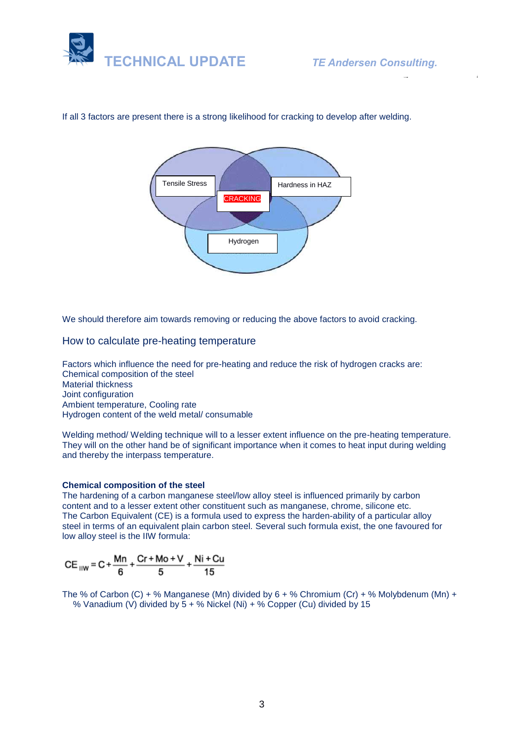If all 3 factors are present there is a strong likelihood for cracking to develop after welding.

Tensile Stress

Hardness in HAZ

CRACKING

Hydrogen

We should therefore aim towards removing or reducing the above factors to avoid cracking.

## How to calculate pre-heating temperature

Factors which influence the need for pre-heating and reduce the risk of hydrogen cracks are:
Chemical composition of the steel
Material thickness
Joint configuration
Ambient temperature, Cooling rate
Hydrogen content of the weld metal/ consumable

Welding method/ Welding technique will to a lesser extent influence on the pre-heating temperature. They will on the other hand be of significant importance when it comes to heat input during welding and thereby the interpass temperature.

**Chemical composition of the steel**
The hardening of a carbon manganese steel/low alloy steel is influenced primarily by carbon content and to a lesser extent other constituent such as manganese, chrome, silicone etc.
The Carbon Equivalent (CE) is a formula used to express the harden-ability of a particular alloy steel in terms of an equivalent plain carbon steel. Several such formula exist, the one favoured for low alloy steel is the IIW formula:

$$CE_{IIW} = C + \frac{Mn}{6} + \frac{Cr + Mo + V}{5} + \frac{Ni + Cu}{15}$$

The % of Carbon (C) + % Manganese (Mn) divided by 6 + % Chromium (Cr) + % Molybdenum (Mn) + % Vanadium (V) divided by 5 + % Nickel (Ni) + % Copper (Cu) divided by 15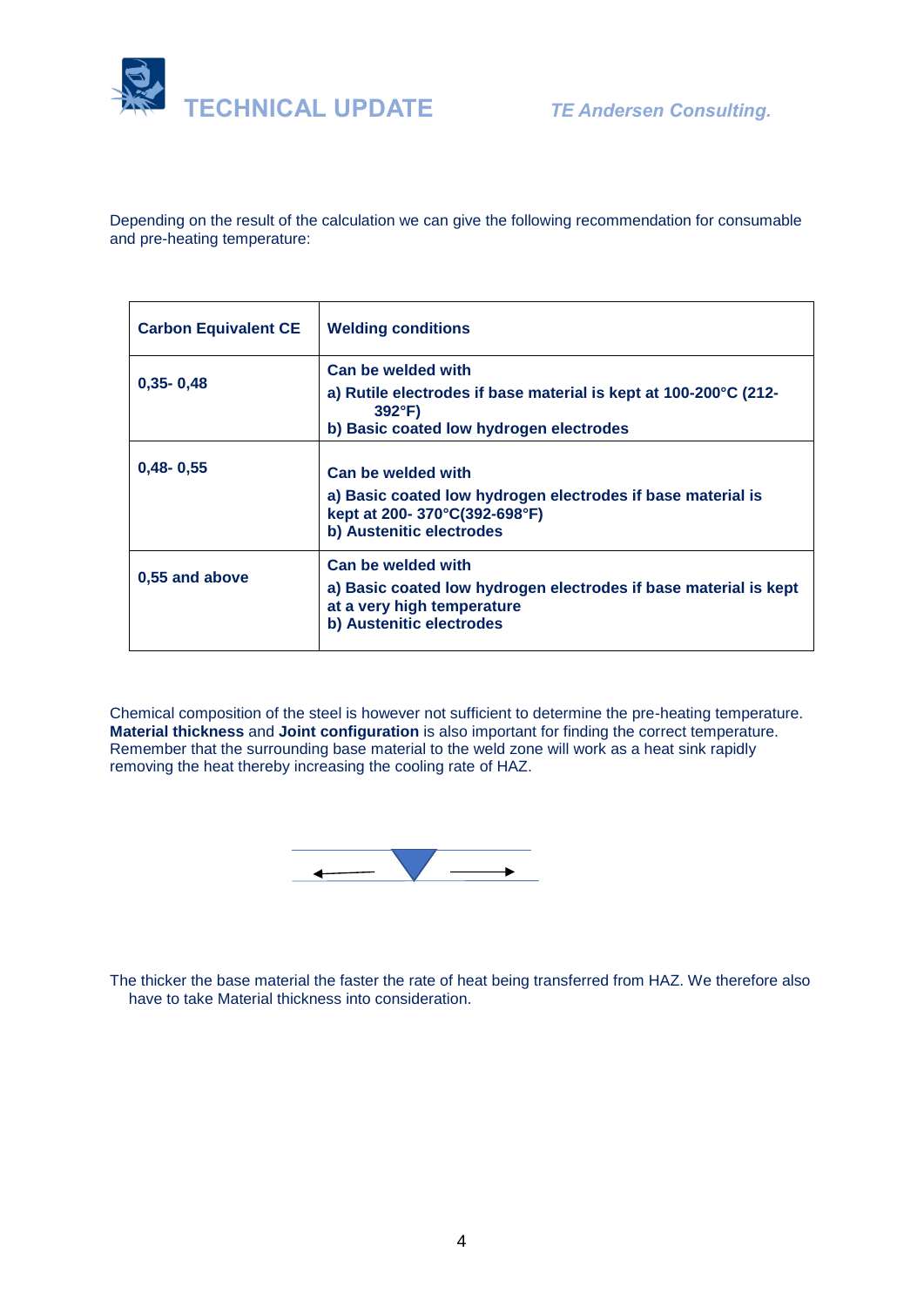Depending on the result of the calculation we can give the following recommendation for consumable and pre-heating temperature:

| Carbon Equivalent CE | Welding conditions |
| --- | --- |
| **0,35- 0,48** | **Can be welded with**<br>**a) Rutile electrodes if base material is kept at 100-200°C (212-392°F)**<br>**b) Basic coated low hydrogen electrodes** |
| **0,48- 0,55** | **Can be welded with**<br>**a) Basic coated low hydrogen electrodes if base material is kept at 200- 370°C(392-698°F)**<br>**b) Austenitic electrodes** |
| **0,55 and above** | **Can be welded with**<br>**a) Basic coated low hydrogen electrodes if base material is kept at a very high temperature**<br>**b) Austenitic electrodes** |

Chemical composition of the steel is however not sufficient to determine the pre-heating temperature. **Material thickness** and **Joint configuration** is also important for finding the correct temperature. Remember that the surrounding base material to the weld zone will work as a heat sink rapidly removing the heat thereby increasing the cooling rate of HAZ.

The thicker the base material the faster the rate of heat being transferred from HAZ. We therefore also have to take Material thickness into consideration.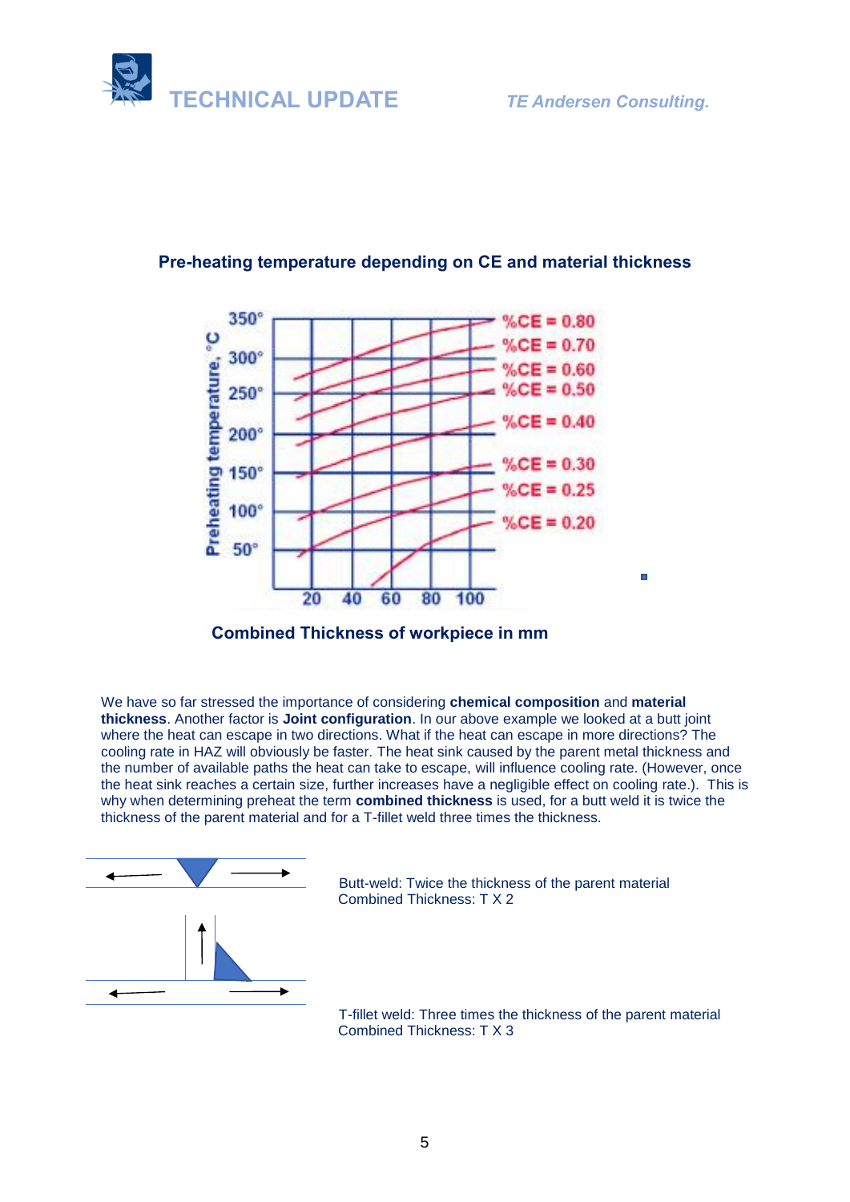## Pre-heating temperature depending on CE and material thickness

Combined Thickness of workpiece in mm

We have so far stressed the importance of considering **chemical composition** and **material thickness**. Another factor is **Joint configuration**. In our above example we looked at a butt joint where the heat can escape in two directions. What if the heat can escape in more directions? The cooling rate in HAZ will obviously be faster. The heat sink caused by the parent metal thickness and the number of available paths the heat can take to escape, will influence cooling rate. (However, once the heat sink reaches a certain size, further increases have a negligible effect on cooling rate.). This is why when determining preheat the term **combined thickness** is used, for a butt weld it is twice the thickness of the parent material and for a T-fillet weld three times the thickness.

Butt-weld: Twice the thickness of the parent material
Combined Thickness: T X 2

T-fillet weld: Three times the thickness of the parent material
Combined Thickness: T X 3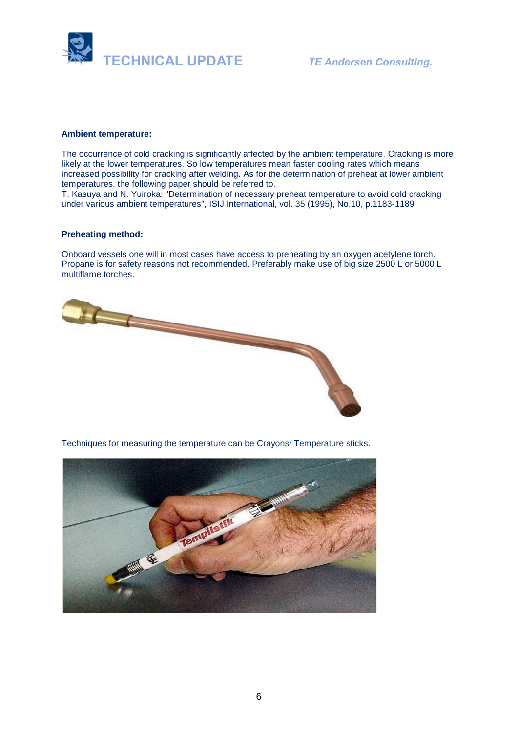**Ambient temperature:**

The occurrence of cold cracking is significantly affected by the ambient temperature. Cracking is more likely at the lower temperatures. So low temperatures mean faster cooling rates which means increased possibility for cracking after welding. As for the determination of preheat at lower ambient temperatures, the following paper should be referred to.
T. Kasuya and N. Yuiroka: "Determination of necessary preheat temperature to avoid cold cracking under various ambient temperatures", ISIJ International, vol. 35 (1995), No.10, p.1183-1189

**Preheating method:**

Onboard vessels one will in most cases have access to preheating by an oxygen acetylene torch. Propane is for safety reasons not recommended. Preferably make use of big size 2500 L or 5000 L multiflame torches.

Techniques for measuring the temperature can be Crayons/ Temperature sticks.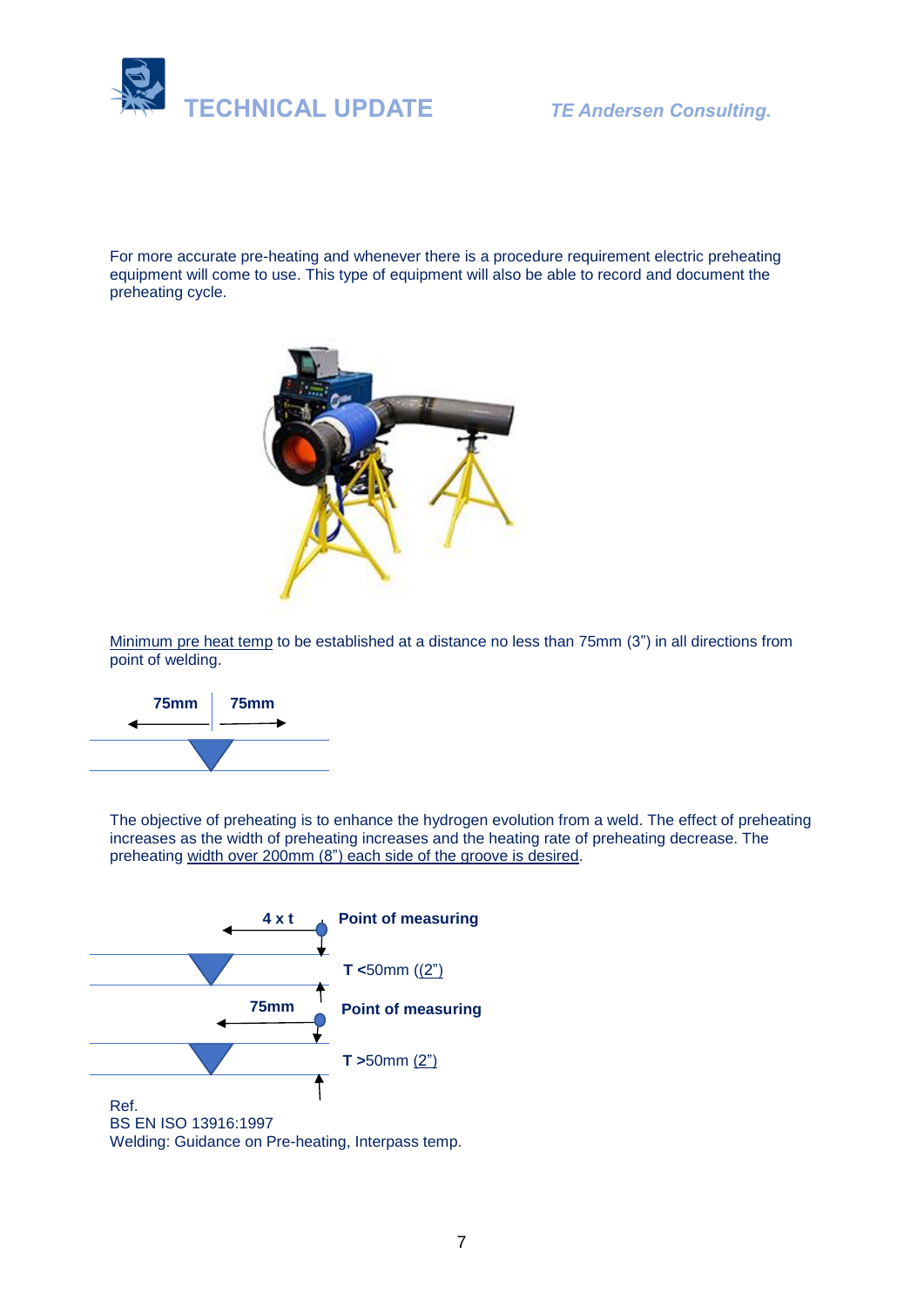For more accurate pre-heating and whenever there is a procedure requirement electric preheating equipment will come to use. This type of equipment will also be able to record and document the preheating cycle.

Minimum pre heat temp to be established at a distance no less than 75mm (3") in all directions from point of welding.

75mm 75mm

The objective of preheating is to enhance the hydrogen evolution from a weld. The effect of preheating increases as the width of preheating increases and the heating rate of preheating decrease. The preheating width over 200mm (8") each side of the groove is desired.

4 x t **Point of measuring**

**T** <50mm ((2")

75mm **Point of measuring**

**T** >50mm (2")

Ref.
BS EN ISO 13916:1997
Welding: Guidance on Pre-heating, Interpass temp.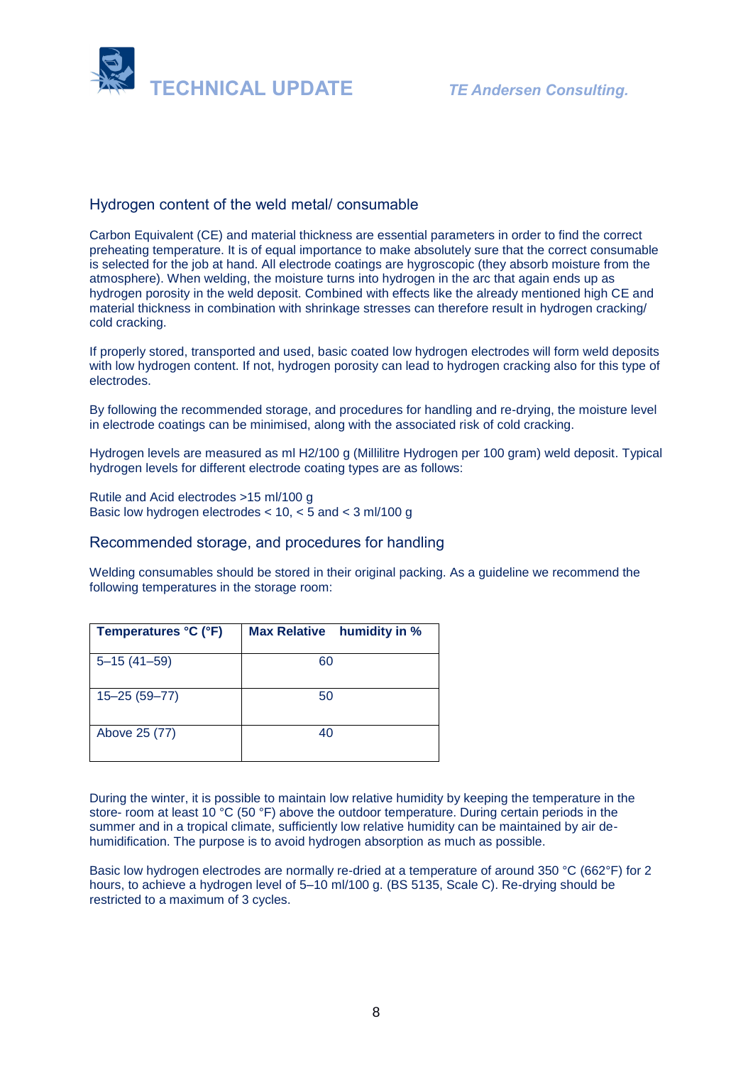## Hydrogen content of the weld metal/ consumable

Carbon Equivalent (CE) and material thickness are essential parameters in order to find the correct preheating temperature. It is of equal importance to make absolutely sure that the correct consumable is selected for the job at hand. All electrode coatings are hygroscopic (they absorb moisture from the atmosphere). When welding, the moisture turns into hydrogen in the arc that again ends up as hydrogen porosity in the weld deposit. Combined with effects like the already mentioned high CE and material thickness in combination with shrinkage stresses can therefore result in hydrogen cracking/ cold cracking.

If properly stored, transported and used, basic coated low hydrogen electrodes will form weld deposits with low hydrogen content. If not, hydrogen porosity can lead to hydrogen cracking also for this type of electrodes.

By following the recommended storage, and procedures for handling and re-drying, the moisture level in electrode coatings can be minimised, along with the associated risk of cold cracking.

Hydrogen levels are measured as ml $H_2$/100 g (Millilitre Hydrogen per 100 gram) weld deposit. Typical hydrogen levels for different electrode coating types are as follows:

Rutile and Acid electrodes >15 ml/100 g
Basic low hydrogen electrodes < 10, < 5 and < 3 ml/100 g

## Recommended storage, and procedures for handling

Welding consumables should be stored in their original packing. As a guideline we recommend the following temperatures in the storage room:

| Temperatures °C (°F) | Max Relative humidity in % |
|---|---|
| 5–15 (41–59) | 60 |
| 15–25 (59–77) | 50 |
| Above 25 (77) | 40 |

During the winter, it is possible to maintain low relative humidity by keeping the temperature in the store- room at least 10 °C (50 °F) above the outdoor temperature. During certain periods in the summer and in a tropical climate, sufficiently low relative humidity can be maintained by air de-humidification. The purpose is to avoid hydrogen absorption as much as possible.

Basic low hydrogen electrodes are normally re-dried at a temperature of around 350 °C (662°F) for 2 hours, to achieve a hydrogen level of 5–10 ml/100 g. (BS 5135, Scale C). Re-drying should be restricted to a maximum of 3 cycles.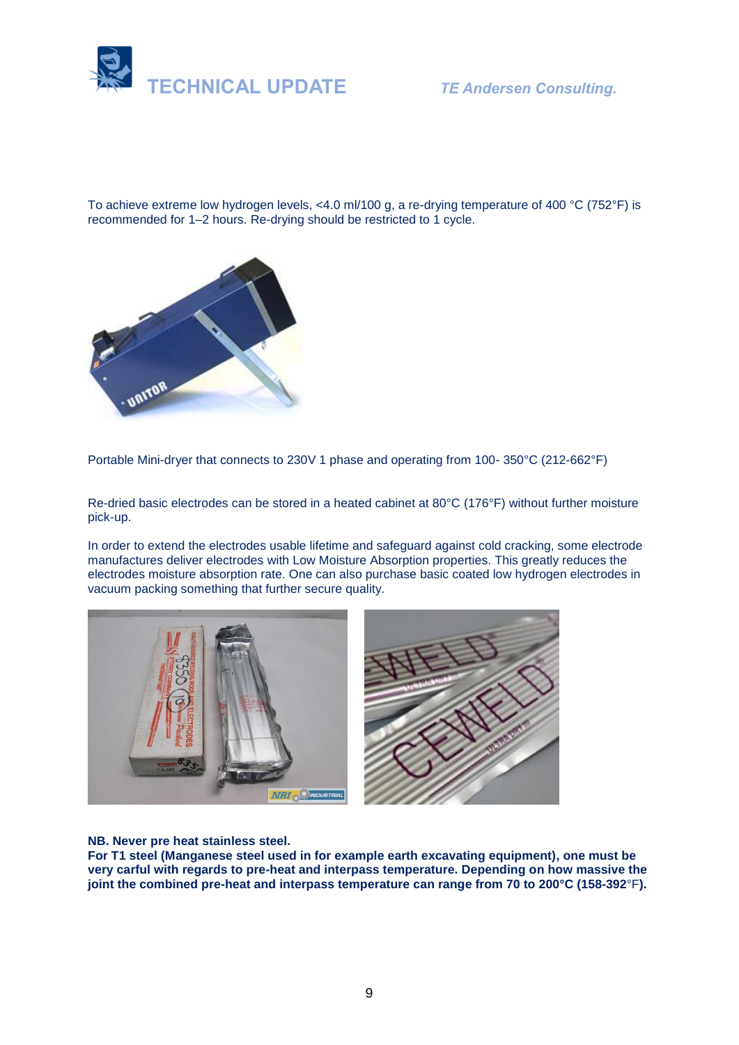To achieve extreme low hydrogen levels, <4.0 ml/100 g, a re-drying temperature of 400 °C (752°F) is recommended for 1–2 hours. Re-drying should be restricted to 1 cycle.

Portable Mini-dryer that connects to 230V 1 phase and operating from 100- 350°C (212-662°F)

Re-dried basic electrodes can be stored in a heated cabinet at 80°C (176°F) without further moisture pick-up.

In order to extend the electrodes usable lifetime and safeguard against cold cracking, some electrode manufactures deliver electrodes with Low Moisture Absorption properties. This greatly reduces the electrodes moisture absorption rate. One can also purchase basic coated low hydrogen electrodes in vacuum packing something that further secure quality.

**NB. Never pre heat stainless steel.**
**For T1 steel (Manganese steel used in for example earth excavating equipment), one must be very carful with regards to pre-heat and interpass temperature. Depending on how massive the joint the combined pre-heat and interpass temperature can range from 70 to 200°C (158-392°F).**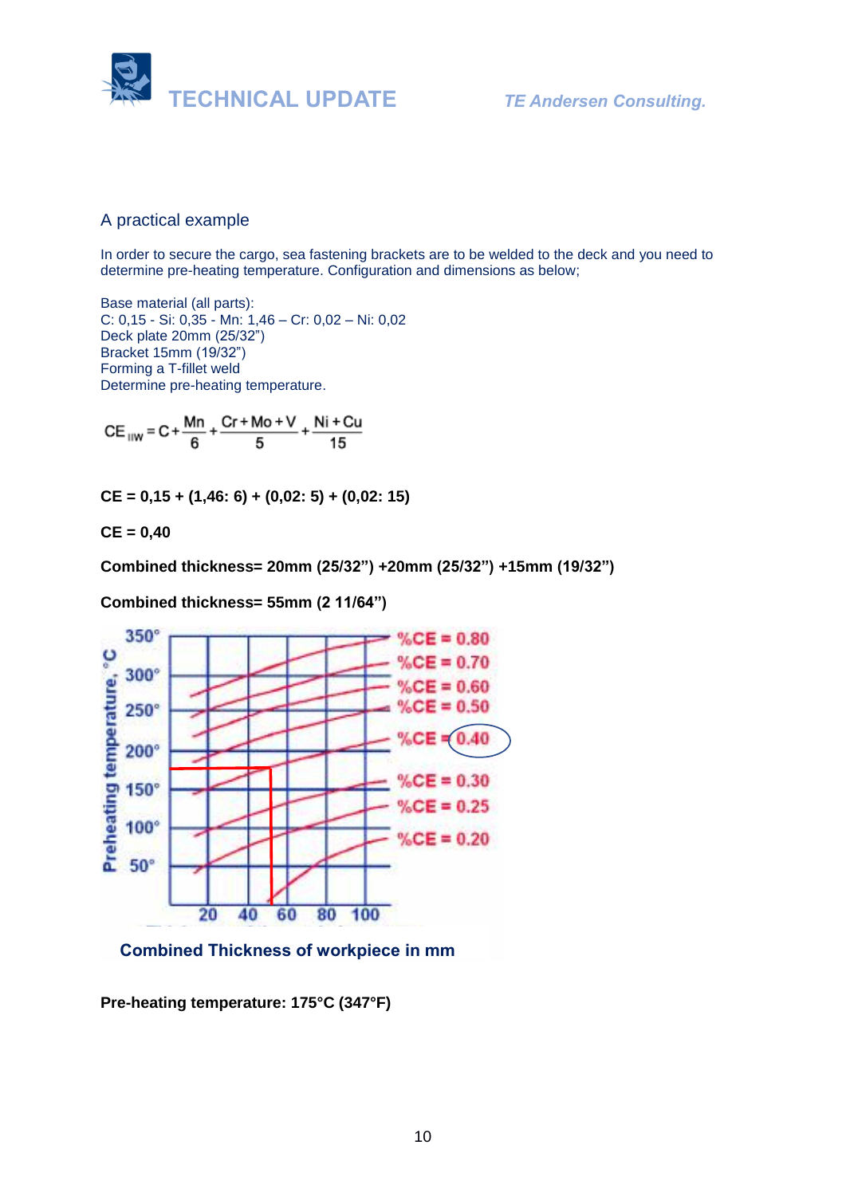## A practical example

In order to secure the cargo, sea fastening brackets are to be welded to the deck and you need to determine pre-heating temperature. Configuration and dimensions as below;

Base material (all parts):
C: 0,15 - Si: 0,35 - Mn: 1,46 – Cr: 0,02 – Ni: 0,02
Deck plate 20mm (25/32")
Bracket 15mm (19/32")
Forming a T-fillet weld
Determine pre-heating temperature.

$$CE_{IIW} = C + \frac{Mn}{6} + \frac{Cr + Mo + V}{5} + \frac{Ni + Cu}{15}$$

**CE = 0,15 + (1,46: 6) + (0,02: 5) + (0,02: 15)**

**CE = 0,40**

**Combined thickness= 20mm (25/32") +20mm (25/32") +15mm (19/32")**

**Combined thickness= 55mm (2 11/64")**

Preheating temperature, °C

350°
300°
250°
200°
150°
100°
50°

20 40 60 80 100

%CE = 0.80
%CE = 0.70
%CE = 0.60
%CE = 0.50
%CE = 0.40
%CE = 0.30
%CE = 0.25
%CE = 0.20

**Combined Thickness of workpiece in mm**

**Pre-heating temperature: 175°C (347°F)**